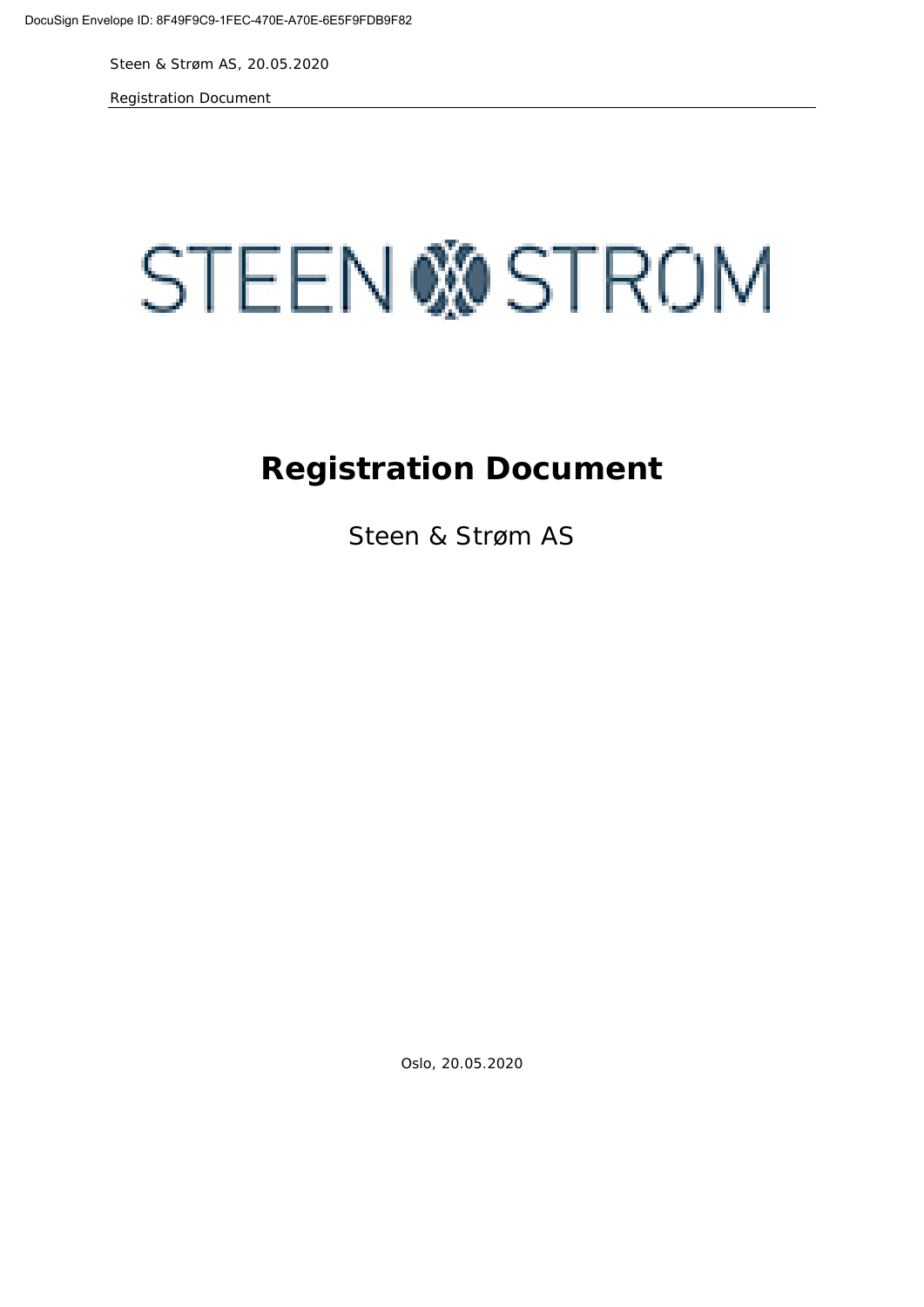STEEN & STROM

# Registration Document

Steen & Strøm AS

Oslo, 20.05.2020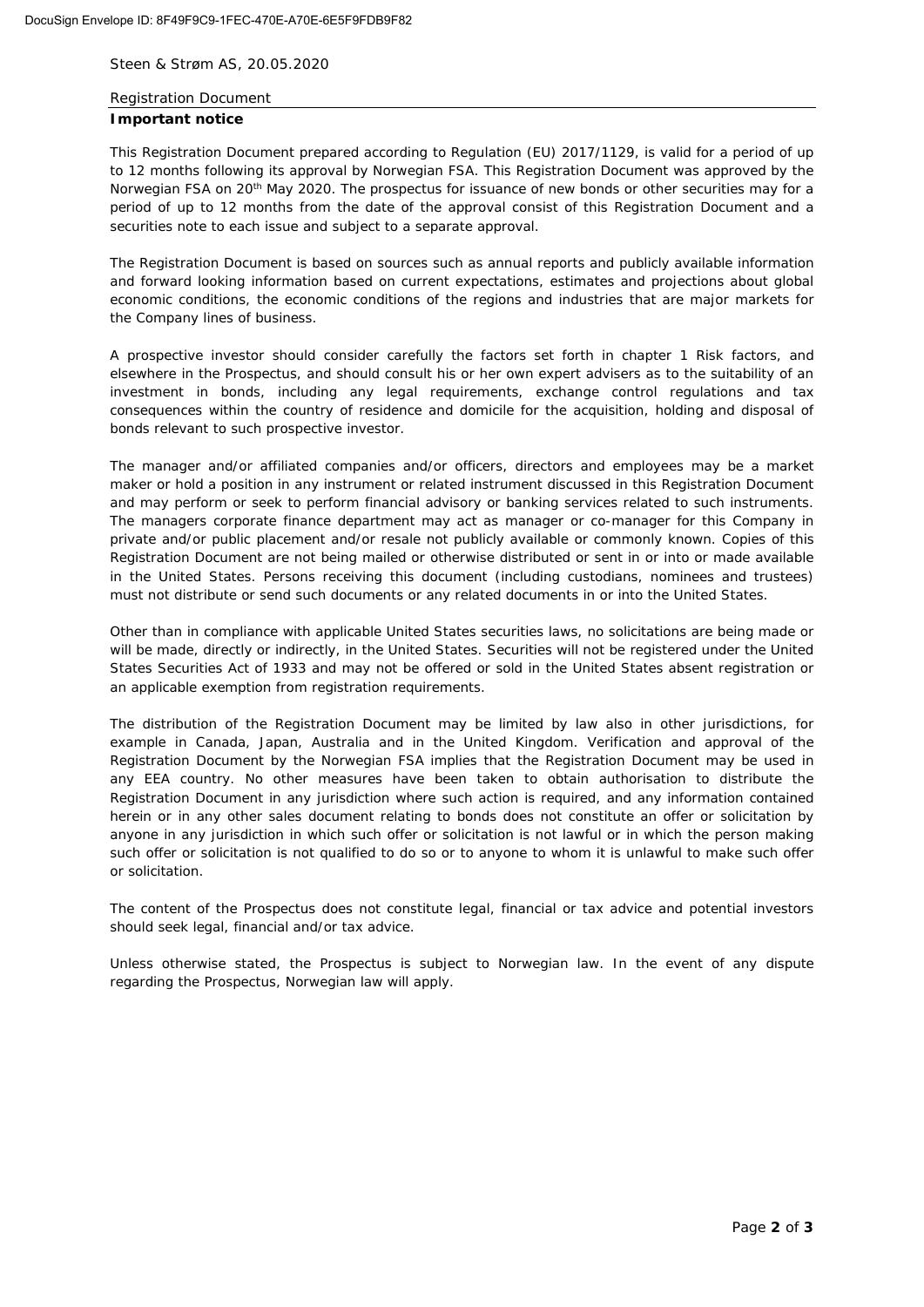Steen & Strøm AS, 20.05.2020

Registration Document

**Important notice**

This Registration Document prepared according to Regulation (EU) 2017/1129, is valid for a period of up to 12 months following its approval by Norwegian FSA. This Registration Document was approved by the Norwegian FSA on 20th May 2020. The prospectus for issuance of new bonds or other securities may for a period of up to 12 months from the date of the approval consist of this Registration Document and a securities note to each issue and subject to a separate approval.

The Registration Document is based on sources such as annual reports and publicly available information and forward looking information based on current expectations, estimates and projections about global economic conditions, the economic conditions of the regions and industries that are major markets for the Company lines of business.

A prospective investor should consider carefully the factors set forth in chapter 1 Risk factors, and elsewhere in the Prospectus, and should consult his or her own expert advisers as to the suitability of an investment in bonds, including any legal requirements, exchange control regulations and tax consequences within the country of residence and domicile for the acquisition, holding and disposal of bonds relevant to such prospective investor.

The manager and/or affiliated companies and/or officers, directors and employees may be a market maker or hold a position in any instrument or related instrument discussed in this Registration Document and may perform or seek to perform financial advisory or banking services related to such instruments. The managers corporate finance department may act as manager or co-manager for this Company in private and/or public placement and/or resale not publicly available or commonly known. Copies of this Registration Document are not being mailed or otherwise distributed or sent in or into or made available in the United States. Persons receiving this document (including custodians, nominees and trustees) must not distribute or send such documents or any related documents in or into the United States.

Other than in compliance with applicable United States securities laws, no solicitations are being made or will be made, directly or indirectly, in the United States. Securities will not be registered under the United States Securities Act of 1933 and may not be offered or sold in the United States absent registration or an applicable exemption from registration requirements.

The distribution of the Registration Document may be limited by law also in other jurisdictions, for example in Canada, Japan, Australia and in the United Kingdom. Verification and approval of the Registration Document by the Norwegian FSA implies that the Registration Document may be used in any EEA country. No other measures have been taken to obtain authorisation to distribute the Registration Document in any jurisdiction where such action is required, and any information contained herein or in any other sales document relating to bonds does not constitute an offer or solicitation by anyone in any jurisdiction in which such offer or solicitation is not lawful or in which the person making such offer or solicitation is not qualified to do so or to anyone to whom it is unlawful to make such offer or solicitation.

The content of the Prospectus does not constitute legal, financial or tax advice and potential investors should seek legal, financial and/or tax advice.

Unless otherwise stated, the Prospectus is subject to Norwegian law. In the event of any dispute regarding the Prospectus, Norwegian law will apply.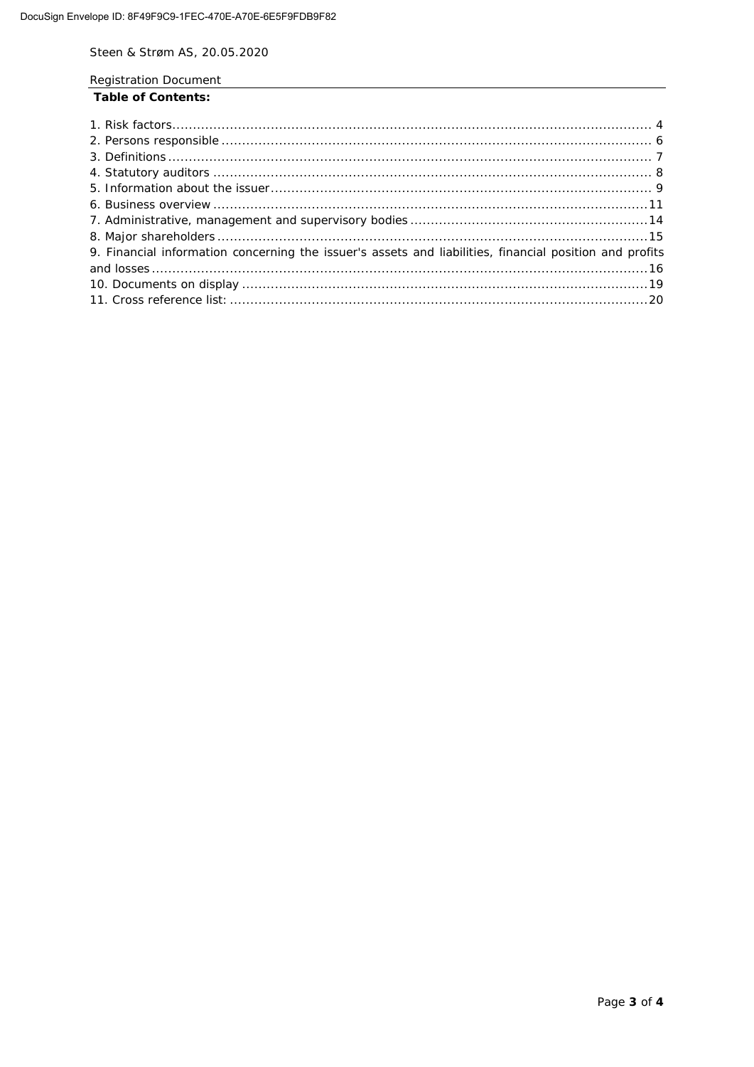Steen & Strøm AS, 20.05.2020

Registration Document

**Table of Contents:**

1. Risk factors ........................................................................................................... 4
2. Persons responsible ............................................................................................... 6
3. Definitions ............................................................................................................. 7
4. Statutory auditors .................................................................................................. 8
5. Information about the issuer .................................................................................. 9
6. Business overview ................................................................................................ 11
7. Administrative, management and supervisory bodies .............................................. 14
8. Major shareholders ............................................................................................... 15
9. Financial information concerning the issuer's assets and liabilities, financial position and profits and losses ............................................................................................................ 16
10. Documents on display ......................................................................................... 19
11. Cross reference list: ............................................................................................ 20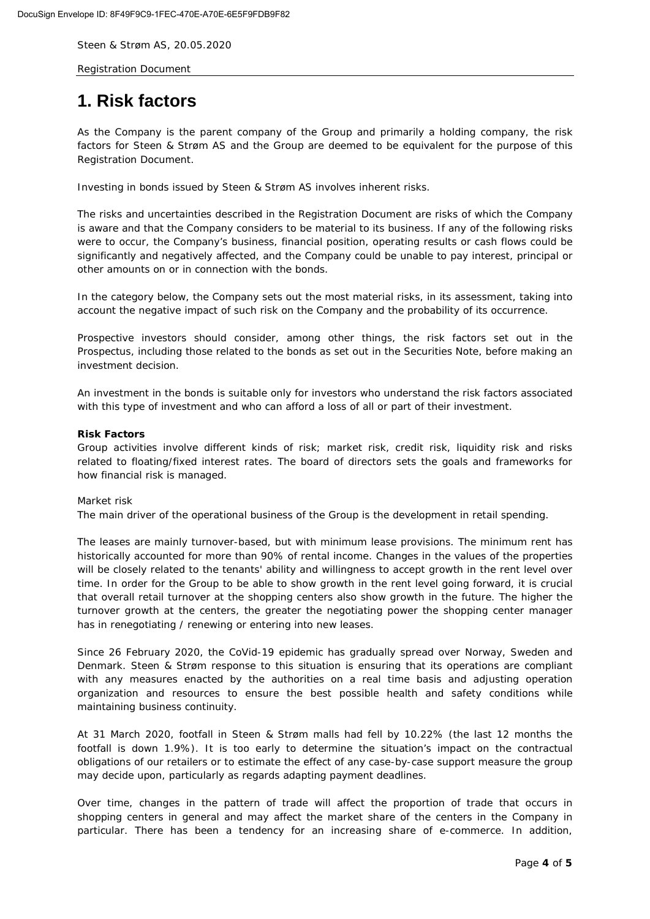# 1. Risk factors

As the Company is the parent company of the Group and primarily a holding company, the risk factors for Steen & Strøm AS and the Group are deemed to be equivalent for the purpose of this Registration Document.

Investing in bonds issued by Steen & Strøm AS involves inherent risks.

The risks and uncertainties described in the Registration Document are risks of which the Company is aware and that the Company considers to be material to its business. If any of the following risks were to occur, the Company's business, financial position, operating results or cash flows could be significantly and negatively affected, and the Company could be unable to pay interest, principal or other amounts on or in connection with the bonds.

In the category below, the Company sets out the most material risks, in its assessment, taking into account the negative impact of such risk on the Company and the probability of its occurrence.

Prospective investors should consider, among other things, the risk factors set out in the Prospectus, including those related to the bonds as set out in the Securities Note, before making an investment decision.

An investment in the bonds is suitable only for investors who understand the risk factors associated with this type of investment and who can afford a loss of all or part of their investment.

**Risk Factors**
Group activities involve different kinds of risk; market risk, credit risk, liquidity risk and risks related to floating/fixed interest rates. The board of directors sets the goals and frameworks for how financial risk is managed.

Market risk
The main driver of the operational business of the Group is the development in retail spending.

The leases are mainly turnover-based, but with minimum lease provisions. The minimum rent has historically accounted for more than 90% of rental income. Changes in the values of the properties will be closely related to the tenants' ability and willingness to accept growth in the rent level over time. In order for the Group to be able to show growth in the rent level going forward, it is crucial that overall retail turnover at the shopping centers also show growth in the future. The higher the turnover growth at the centers, the greater the negotiating power the shopping center manager has in renegotiating / renewing or entering into new leases.

Since 26 February 2020, the CoVid-19 epidemic has gradually spread over Norway, Sweden and Denmark. Steen & Strøm response to this situation is ensuring that its operations are compliant with any measures enacted by the authorities on a real time basis and adjusting operation organization and resources to ensure the best possible health and safety conditions while maintaining business continuity.

At 31 March 2020, footfall in Steen & Strøm malls had fell by 10.22% (the last 12 months the footfall is down 1.9%). It is too early to determine the situation's impact on the contractual obligations of our retailers or to estimate the effect of any case-by-case support measure the group may decide upon, particularly as regards adapting payment deadlines.

Over time, changes in the pattern of trade will affect the proportion of trade that occurs in shopping centers in general and may affect the market share of the centers in the Company in particular. There has been a tendency for an increasing share of e-commerce. In addition,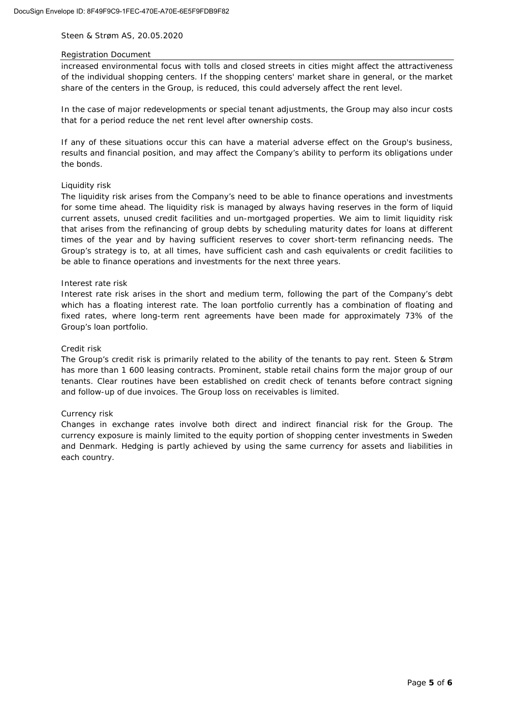increased environmental focus with tolls and closed streets in cities might affect the attractiveness of the individual shopping centers. If the shopping centers' market share in general, or the market share of the centers in the Group, is reduced, this could adversely affect the rent level.

In the case of major redevelopments or special tenant adjustments, the Group may also incur costs that for a period reduce the net rent level after ownership costs.

If any of these situations occur this can have a material adverse effect on the Group's business, results and financial position, and may affect the Company's ability to perform its obligations under the bonds.

Liquidity risk

The liquidity risk arises from the Company's need to be able to finance operations and investments for some time ahead. The liquidity risk is managed by always having reserves in the form of liquid current assets, unused credit facilities and un-mortgaged properties. We aim to limit liquidity risk that arises from the refinancing of group debts by scheduling maturity dates for loans at different times of the year and by having sufficient reserves to cover short-term refinancing needs. The Group's strategy is to, at all times, have sufficient cash and cash equivalents or credit facilities to be able to finance operations and investments for the next three years.

Interest rate risk

Interest rate risk arises in the short and medium term, following the part of the Company's debt which has a floating interest rate. The loan portfolio currently has a combination of floating and fixed rates, where long-term rent agreements have been made for approximately 73% of the Group's loan portfolio.

Credit risk

The Group's credit risk is primarily related to the ability of the tenants to pay rent. Steen & Strøm has more than 1 600 leasing contracts. Prominent, stable retail chains form the major group of our tenants. Clear routines have been established on credit check of tenants before contract signing and follow-up of due invoices. The Group loss on receivables is limited.

Currency risk

Changes in exchange rates involve both direct and indirect financial risk for the Group. The currency exposure is mainly limited to the equity portion of shopping center investments in Sweden and Denmark. Hedging is partly achieved by using the same currency for assets and liabilities in each country.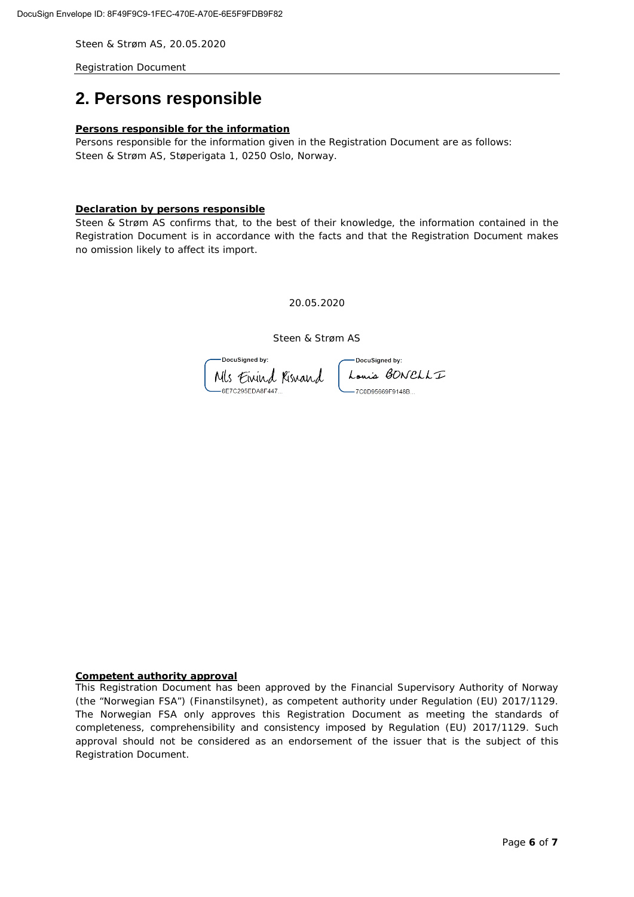## 2. Persons responsible

**Persons responsible for the information**

Persons responsible for the information given in the Registration Document are as follows:
Steen & Strøm AS, Støperigata 1, 0250 Oslo, Norway.

**Declaration by persons responsible**

Steen & Strøm AS confirms that, to the best of their knowledge, the information contained in the Registration Document is in accordance with the facts and that the Registration Document makes no omission likely to affect its import.

20.05.2020

Steen & Strøm AS

DocuSigned by: Nils Eivind Risvand 6E7C295EDA8F447...

DocuSigned by: Louis BONCLLI 7C0D95669F9148B...

**Competent authority approval**

This Registration Document has been approved by the Financial Supervisory Authority of Norway (the "Norwegian FSA") (Finanstilsynet), as competent authority under Regulation (EU) 2017/1129. The Norwegian FSA only approves this Registration Document as meeting the standards of completeness, comprehensibility and consistency imposed by Regulation (EU) 2017/1129. Such approval should not be considered as an endorsement of the issuer that is the subject of this Registration Document.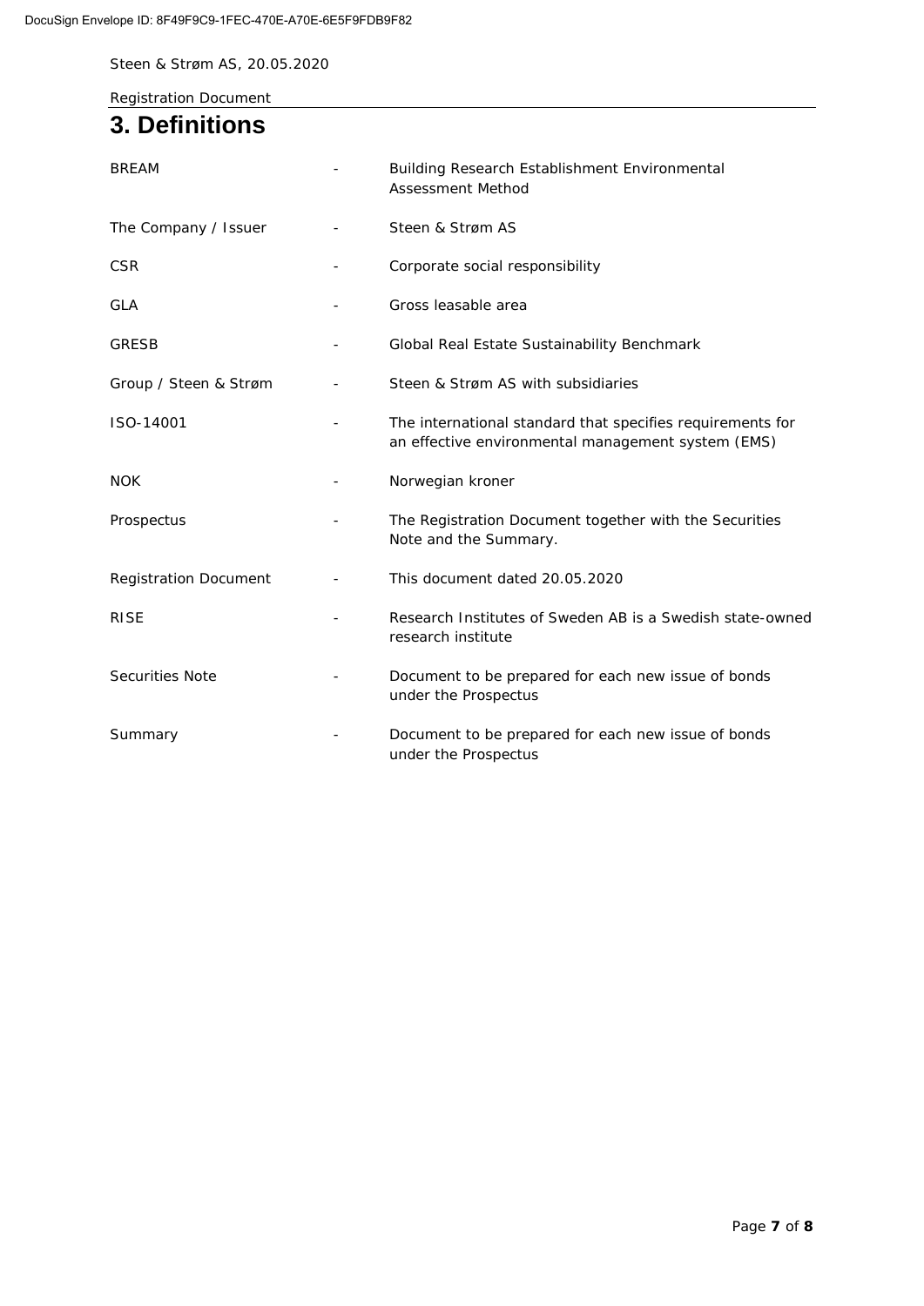# 3. Definitions

| | | |
|---|---|---|
| BREAM | - | Building Research Establishment Environmental Assessment Method |
| The Company / Issuer | - | Steen & Strøm AS |
| CSR | - | Corporate social responsibility |
| GLA | - | Gross leasable area |
| GRESB | - | Global Real Estate Sustainability Benchmark |
| Group / Steen & Strøm | - | Steen & Strøm AS with subsidiaries |
| ISO-14001 | - | The international standard that specifies requirements for an effective environmental management system (EMS) |
| NOK | - | Norwegian kroner |
| Prospectus | - | The Registration Document together with the Securities Note and the Summary. |
| Registration Document | - | This document dated 20.05.2020 |
| RISE | - | Research Institutes of Sweden AB is a Swedish state-owned research institute |
| Securities Note | - | Document to be prepared for each new issue of bonds under the Prospectus |
| Summary | - | Document to be prepared for each new issue of bonds under the Prospectus |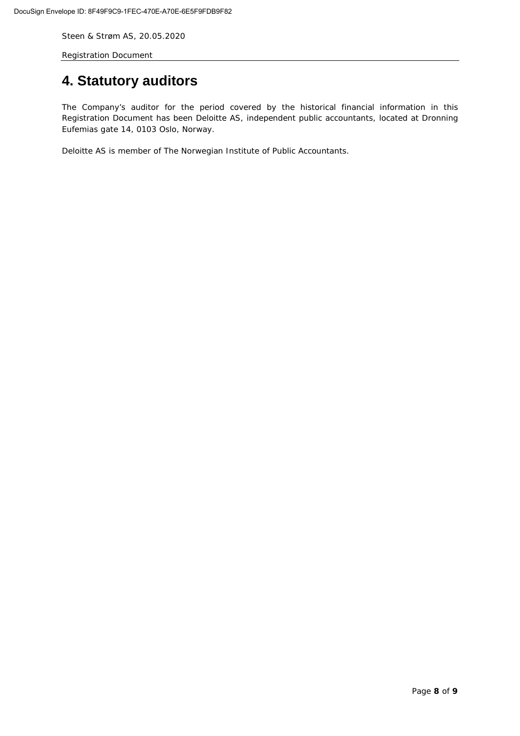# 4. Statutory auditors

The Company's auditor for the period covered by the historical financial information in this Registration Document has been Deloitte AS, independent public accountants, located at Dronning Eufemias gate 14, 0103 Oslo, Norway.

Deloitte AS is member of The Norwegian Institute of Public Accountants.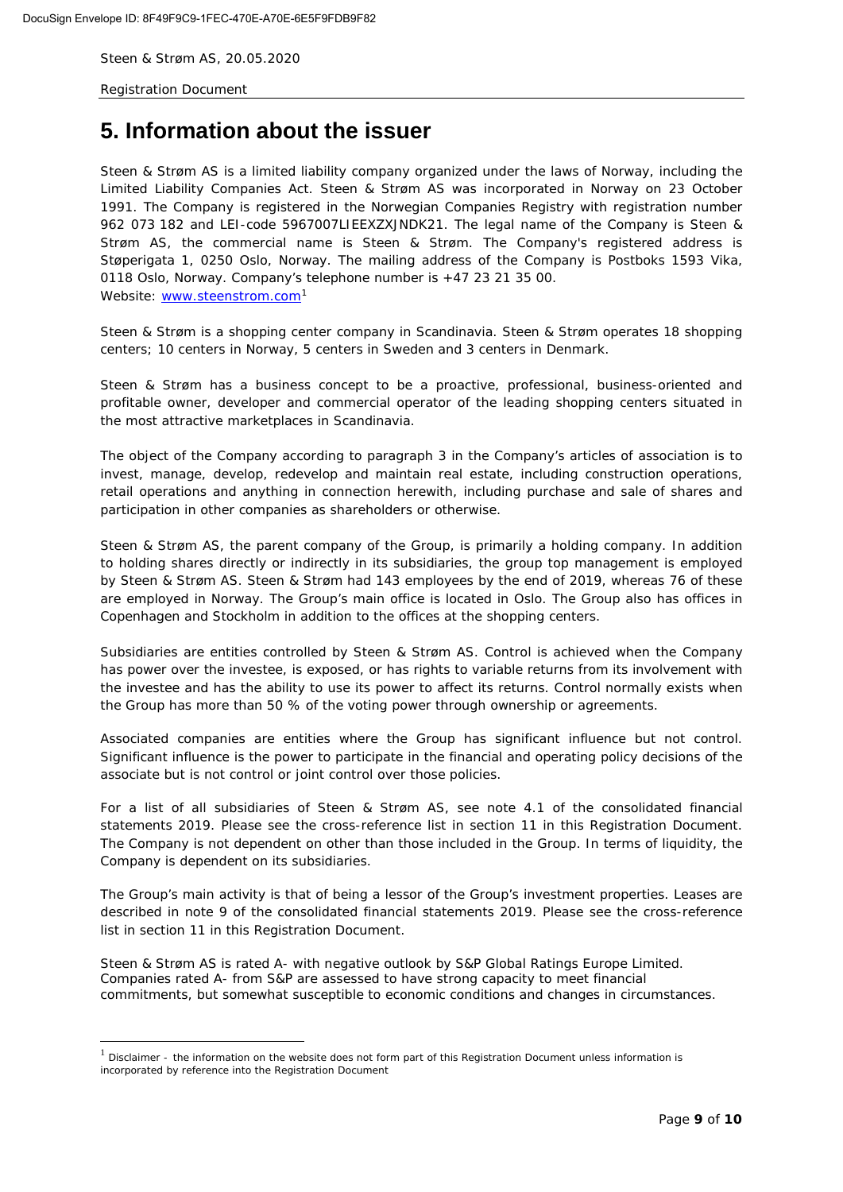# 5. Information about the issuer

Steen & Strøm AS is a limited liability company organized under the laws of Norway, including the Limited Liability Companies Act. Steen & Strøm AS was incorporated in Norway on 23 October 1991. The Company is registered in the Norwegian Companies Registry with registration number 962 073 182 and LEI-code 5967007LIEEXZXJNDK21. The legal name of the Company is Steen & Strøm AS, the commercial name is Steen & Strøm. The Company's registered address is Støperigata 1, 0250 Oslo, Norway. The mailing address of the Company is Postboks 1593 Vika, 0118 Oslo, Norway. Company's telephone number is +47 23 21 35 00.
Website: www.steenstrom.com[1]

Steen & Strøm is a shopping center company in Scandinavia. Steen & Strøm operates 18 shopping centers; 10 centers in Norway, 5 centers in Sweden and 3 centers in Denmark.

Steen & Strøm has a business concept to be a proactive, professional, business-oriented and profitable owner, developer and commercial operator of the leading shopping centers situated in the most attractive marketplaces in Scandinavia.

The object of the Company according to paragraph 3 in the Company's articles of association is to invest, manage, develop, redevelop and maintain real estate, including construction operations, retail operations and anything in connection herewith, including purchase and sale of shares and participation in other companies as shareholders or otherwise.

Steen & Strøm AS, the parent company of the Group, is primarily a holding company. In addition to holding shares directly or indirectly in its subsidiaries, the group top management is employed by Steen & Strøm AS. Steen & Strøm had 143 employees by the end of 2019, whereas 76 of these are employed in Norway. The Group's main office is located in Oslo. The Group also has offices in Copenhagen and Stockholm in addition to the offices at the shopping centers.

Subsidiaries are entities controlled by Steen & Strøm AS. Control is achieved when the Company has power over the investee, is exposed, or has rights to variable returns from its involvement with the investee and has the ability to use its power to affect its returns. Control normally exists when the Group has more than 50 % of the voting power through ownership or agreements.

Associated companies are entities where the Group has significant influence but not control. Significant influence is the power to participate in the financial and operating policy decisions of the associate but is not control or joint control over those policies.

For a list of all subsidiaries of Steen & Strøm AS, see note 4.1 of the consolidated financial statements 2019. Please see the cross-reference list in section 11 in this Registration Document. The Company is not dependent on other than those included in the Group. In terms of liquidity, the Company is dependent on its subsidiaries.

The Group's main activity is that of being a lessor of the Group's investment properties. Leases are described in note 9 of the consolidated financial statements 2019. Please see the cross-reference list in section 11 in this Registration Document.

Steen & Strøm AS is rated A- with negative outlook by S&P Global Ratings Europe Limited. Companies rated A- from S&P are assessed to have strong capacity to meet financial commitments, but somewhat susceptible to economic conditions and changes in circumstances.

[1] Disclaimer - the information on the website does not form part of this Registration Document unless information is incorporated by reference into the Registration Document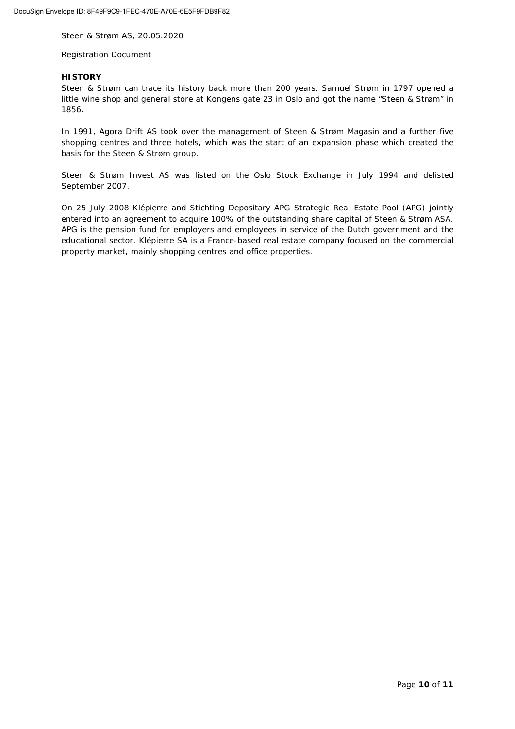## HISTORY

Steen & Strøm can trace its history back more than 200 years. Samuel Strøm in 1797 opened a little wine shop and general store at Kongens gate 23 in Oslo and got the name "Steen & Strøm" in 1856.

In 1991, Agora Drift AS took over the management of Steen & Strøm Magasin and a further five shopping centres and three hotels, which was the start of an expansion phase which created the basis for the Steen & Strøm group.

Steen & Strøm Invest AS was listed on the Oslo Stock Exchange in July 1994 and delisted September 2007.

On 25 July 2008 Klépierre and Stichting Depositary APG Strategic Real Estate Pool (APG) jointly entered into an agreement to acquire 100% of the outstanding share capital of Steen & Strøm ASA. APG is the pension fund for employers and employees in service of the Dutch government and the educational sector. Klépierre SA is a France-based real estate company focused on the commercial property market, mainly shopping centres and office properties.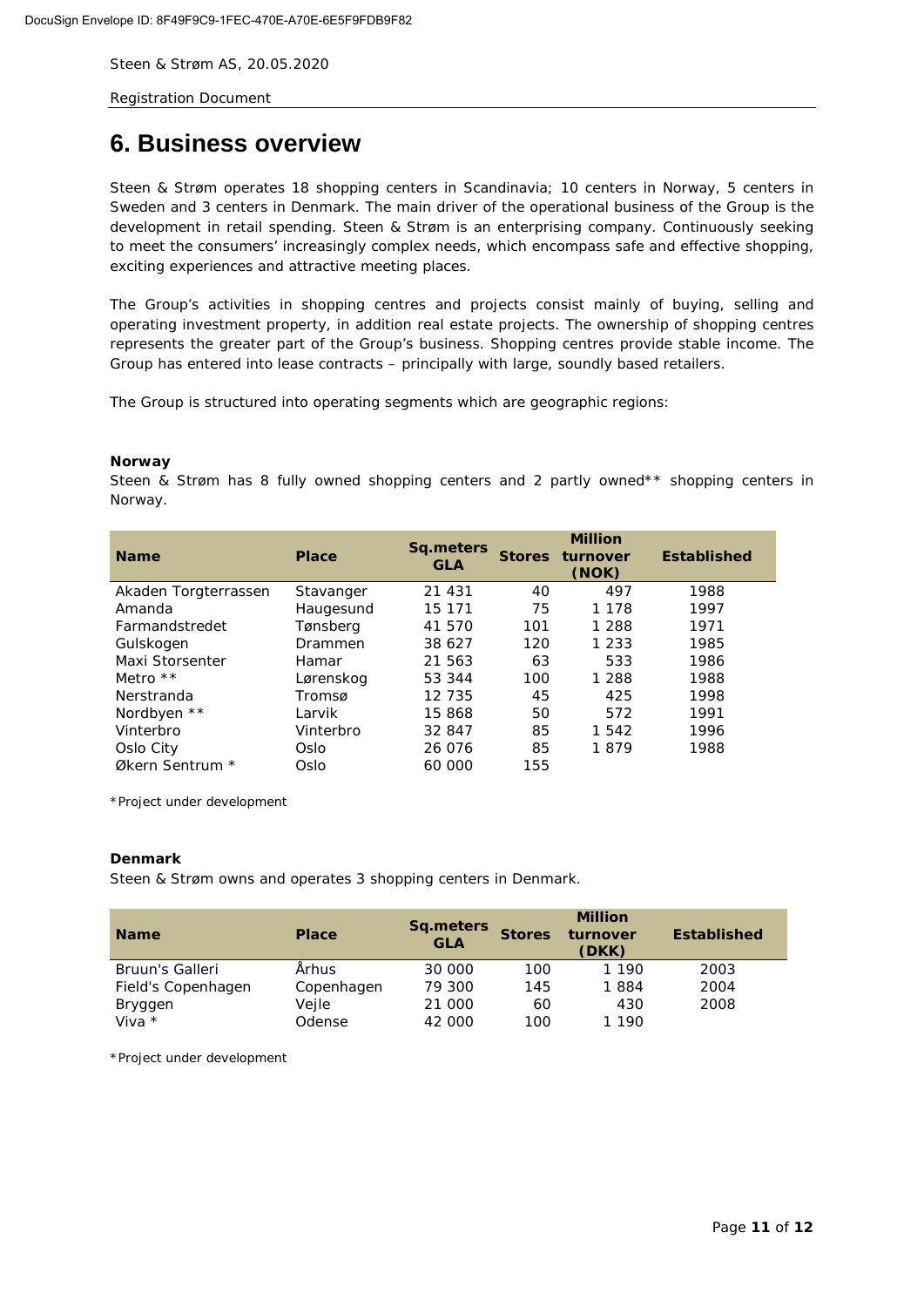# 6. Business overview

Steen & Strøm operates 18 shopping centers in Scandinavia; 10 centers in Norway, 5 centers in Sweden and 3 centers in Denmark. The main driver of the operational business of the Group is the development in retail spending. Steen & Strøm is an enterprising company. Continuously seeking to meet the consumers' increasingly complex needs, which encompass safe and effective shopping, exciting experiences and attractive meeting places.

The Group's activities in shopping centres and projects consist mainly of buying, selling and operating investment property, in addition real estate projects. The ownership of shopping centres represents the greater part of the Group's business. Shopping centres provide stable income. The Group has entered into lease contracts – principally with large, soundly based retailers.

The Group is structured into operating segments which are geographic regions:

**Norway**

Steen & Strøm has 8 fully owned shopping centers and 2 partly owned** shopping centers in Norway.

| Name | Place | Sq.meters GLA | Stores | Million turnover (NOK) | Established |
|---|---|---|---|---|---|
| Akaden Torgterrassen | Stavanger | 21 431 | 40 | 497 | 1988 |
| Amanda | Haugesund | 15 171 | 75 | 1 178 | 1997 |
| Farmandstredet | Tønsberg | 41 570 | 101 | 1 288 | 1971 |
| Gulskogen | Drammen | 38 627 | 120 | 1 233 | 1985 |
| Maxi Storsenter | Hamar | 21 563 | 63 | 533 | 1986 |
| Metro ** | Lørenskog | 53 344 | 100 | 1 288 | 1988 |
| Nerstranda | Tromsø | 12 735 | 45 | 425 | 1998 |
| Nordbyen ** | Larvik | 15 868 | 50 | 572 | 1991 |
| Vinterbro | Vinterbro | 32 847 | 85 | 1 542 | 1996 |
| Oslo City | Oslo | 26 076 | 85 | 1 879 | 1988 |
| Økern Sentrum * | Oslo | 60 000 | 155 | | |

*Project under development

**Denmark**

Steen & Strøm owns and operates 3 shopping centers in Denmark.

| Name | Place | Sq.meters GLA | Stores | Million turnover (DKK) | Established |
|---|---|---|---|---|---|
| Bruun's Galleri | Århus | 30 000 | 100 | 1 190 | 2003 |
| Field's Copenhagen | Copenhagen | 79 300 | 145 | 1 884 | 2004 |
| Bryggen | Vejle | 21 000 | 60 | 430 | 2008 |
| Viva * | Odense | 42 000 | 100 | 1 190 | |

*Project under development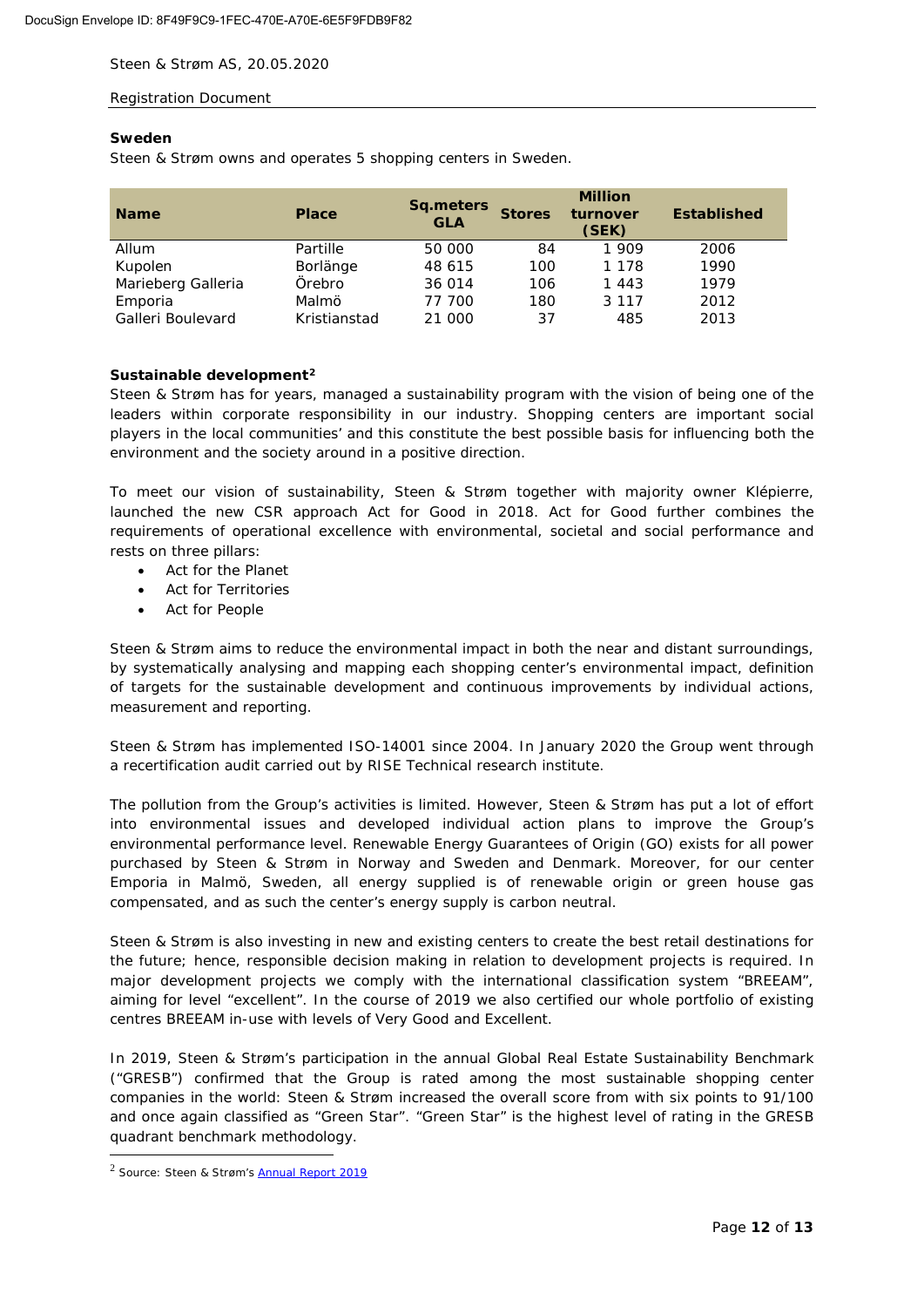## Sweden

Steen & Strøm owns and operates 5 shopping centers in Sweden.

| Name | Place | Sq.meters GLA | Stores | Million turnover (SEK) | Established |
|---|---|---|---|---|---|
| Allum | Partille | 50 000 | 84 | 1 909 | 2006 |
| Kupolen | Borlänge | 48 615 | 100 | 1 178 | 1990 |
| Marieberg Galleria | Örebro | 36 014 | 106 | 1 443 | 1979 |
| Emporia | Malmö | 77 700 | 180 | 3 117 | 2012 |
| Galleri Boulevard | Kristianstad | 21 000 | 37 | 485 | 2013 |

## Sustainable development[2]

Steen & Strøm has for years, managed a sustainability program with the vision of being one of the leaders within corporate responsibility in our industry. Shopping centers are important social players in the local communities' and this constitute the best possible basis for influencing both the environment and the society around in a positive direction.

To meet our vision of sustainability, Steen & Strøm together with majority owner Klépierre, launched the new CSR approach Act for Good in 2018. Act for Good further combines the requirements of operational excellence with environmental, societal and social performance and rests on three pillars:

- Act for the Planet
- Act for Territories
- Act for People

Steen & Strøm aims to reduce the environmental impact in both the near and distant surroundings, by systematically analysing and mapping each shopping center's environmental impact, definition of targets for the sustainable development and continuous improvements by individual actions, measurement and reporting.

Steen & Strøm has implemented ISO-14001 since 2004. In January 2020 the Group went through a recertification audit carried out by RISE Technical research institute.

The pollution from the Group's activities is limited. However, Steen & Strøm has put a lot of effort into environmental issues and developed individual action plans to improve the Group's environmental performance level. Renewable Energy Guarantees of Origin (GO) exists for all power purchased by Steen & Strøm in Norway and Sweden and Denmark. Moreover, for our center Emporia in Malmö, Sweden, all energy supplied is of renewable origin or green house gas compensated, and as such the center's energy supply is carbon neutral.

Steen & Strøm is also investing in new and existing centers to create the best retail destinations for the future; hence, responsible decision making in relation to development projects is required. In major development projects we comply with the international classification system "BREEAM", aiming for level "excellent". In the course of 2019 we also certified our whole portfolio of existing centres BREEAM in-use with levels of Very Good and Excellent.

In 2019, Steen & Strøm's participation in the annual Global Real Estate Sustainability Benchmark ("GRESB") confirmed that the Group is rated among the most sustainable shopping center companies in the world: Steen & Strøm increased the overall score from with six points to 91/100 and once again classified as "Green Star". "Green Star" is the highest level of rating in the GRESB quadrant benchmark methodology.

---

[2] Source: Steen & Strøm's Annual Report 2019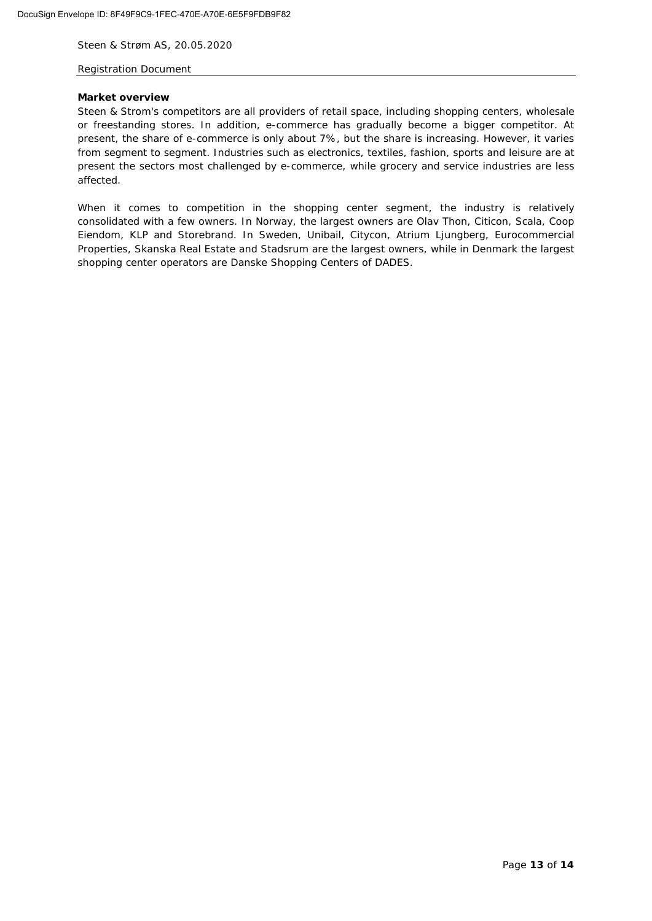**Market overview**

Steen & Strom's competitors are all providers of retail space, including shopping centers, wholesale or freestanding stores. In addition, e-commerce has gradually become a bigger competitor. At present, the share of e-commerce is only about 7%, but the share is increasing. However, it varies from segment to segment. Industries such as electronics, textiles, fashion, sports and leisure are at present the sectors most challenged by e-commerce, while grocery and service industries are less affected.

When it comes to competition in the shopping center segment, the industry is relatively consolidated with a few owners. In Norway, the largest owners are Olav Thon, Citicon, Scala, Coop Eiendom, KLP and Storebrand. In Sweden, Unibail, Citycon, Atrium Ljungberg, Eurocommercial Properties, Skanska Real Estate and Stadsrum are the largest owners, while in Denmark the largest shopping center operators are Danske Shopping Centers of DADES.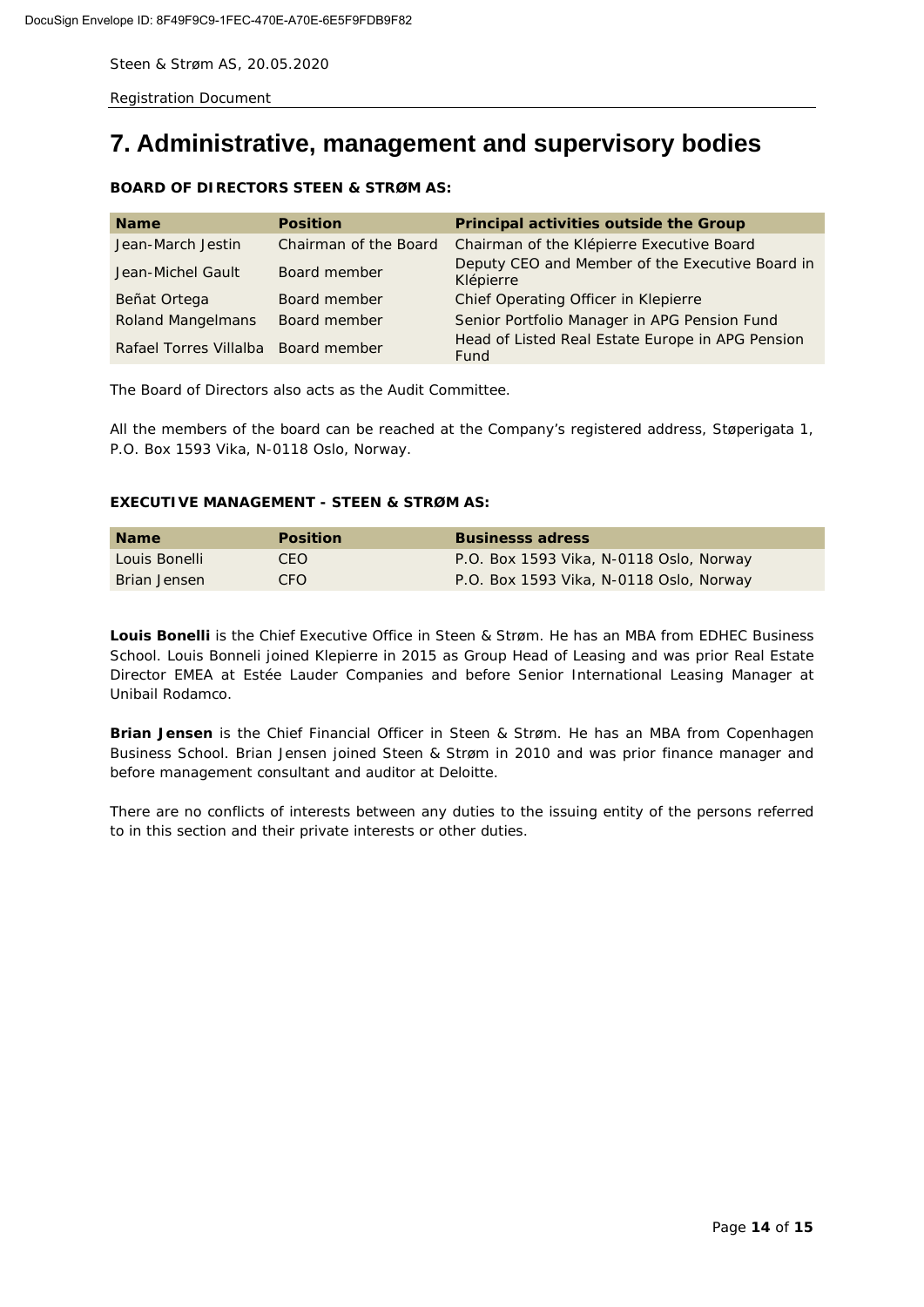# 7. Administrative, management and supervisory bodies

**BOARD OF DIRECTORS STEEN & STRØM AS:**

| Name | Position | Principal activities outside the Group |
|---|---|---|
| Jean-March Jestin | Chairman of the Board | Chairman of the Klépierre Executive Board |
| Jean-Michel Gault | Board member | Deputy CEO and Member of the Executive Board in Klépierre |
| Beñat Ortega | Board member | Chief Operating Officer in Klepierre |
| Roland Mangelmans | Board member | Senior Portfolio Manager in APG Pension Fund |
| Rafael Torres Villalba | Board member | Head of Listed Real Estate Europe in APG Pension Fund |

The Board of Directors also acts as the Audit Committee.

All the members of the board can be reached at the Company's registered address, Støperigata 1, P.O. Box 1593 Vika, N-0118 Oslo, Norway.

**EXECUTIVE MANAGEMENT - STEEN & STRØM AS:**

| Name | Position | Businesss adress |
|---|---|---|
| Louis Bonelli | CEO | P.O. Box 1593 Vika, N-0118 Oslo, Norway |
| Brian Jensen | CFO | P.O. Box 1593 Vika, N-0118 Oslo, Norway |

**Louis Bonelli** is the Chief Executive Office in Steen & Strøm. He has an MBA from EDHEC Business School. Louis Bonneli joined Klepierre in 2015 as Group Head of Leasing and was prior Real Estate Director EMEA at Estée Lauder Companies and before Senior International Leasing Manager at Unibail Rodamco.

**Brian Jensen** is the Chief Financial Officer in Steen & Strøm. He has an MBA from Copenhagen Business School. Brian Jensen joined Steen & Strøm in 2010 and was prior finance manager and before management consultant and auditor at Deloitte.

There are no conflicts of interests between any duties to the issuing entity of the persons referred to in this section and their private interests or other duties.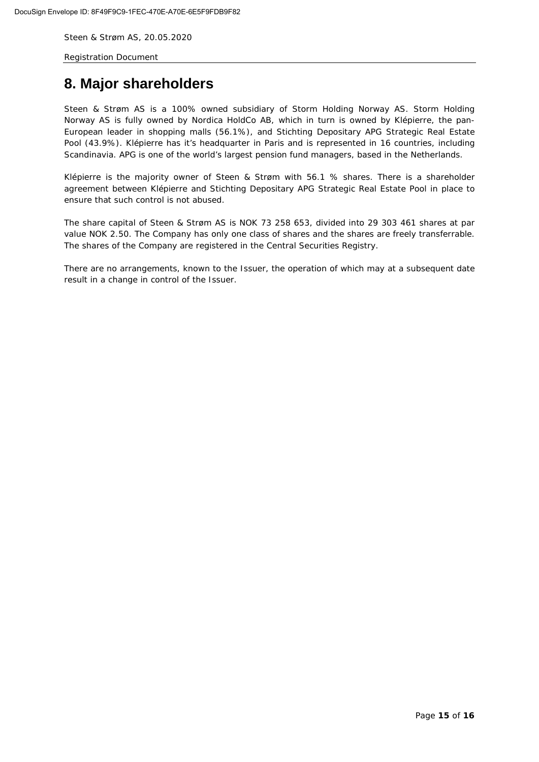# 8. Major shareholders

Steen & Strøm AS is a 100% owned subsidiary of Storm Holding Norway AS. Storm Holding Norway AS is fully owned by Nordica HoldCo AB, which in turn is owned by Klépierre, the pan-European leader in shopping malls (56.1%), and Stichting Depositary APG Strategic Real Estate Pool (43.9%). Klépierre has it's headquarter in Paris and is represented in 16 countries, including Scandinavia. APG is one of the world's largest pension fund managers, based in the Netherlands.

Klépierre is the majority owner of Steen & Strøm with 56.1 % shares. There is a shareholder agreement between Klépierre and Stichting Depositary APG Strategic Real Estate Pool in place to ensure that such control is not abused.

The share capital of Steen & Strøm AS is NOK 73 258 653, divided into 29 303 461 shares at par value NOK 2.50. The Company has only one class of shares and the shares are freely transferrable. The shares of the Company are registered in the Central Securities Registry.

There are no arrangements, known to the Issuer, the operation of which may at a subsequent date result in a change in control of the Issuer.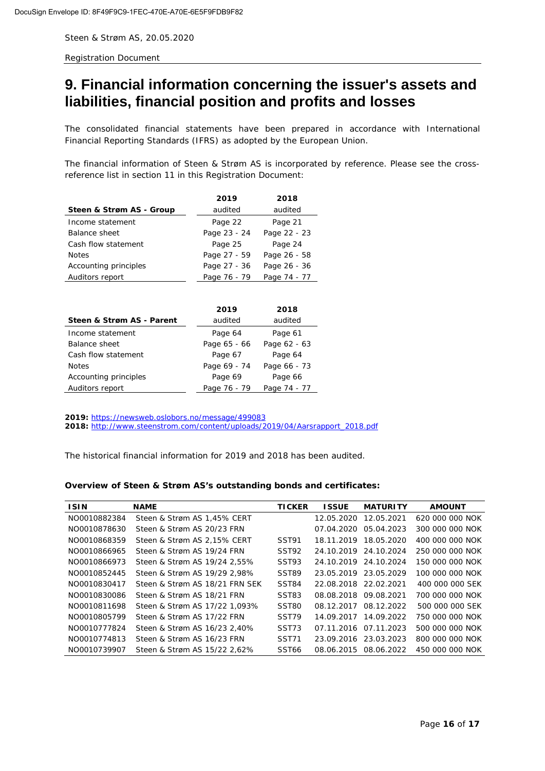# 9. Financial information concerning the issuer's assets and liabilities, financial position and profits and losses

The consolidated financial statements have been prepared in accordance with International Financial Reporting Standards (IFRS) as adopted by the European Union.

The financial information of Steen & Strøm AS is incorporated by reference. Please see the cross-reference list in section 11 in this Registration Document:

| Steen & Strøm AS - Group | 2019 audited | 2018 audited |
|---|---|---|
| Income statement | Page 22 | Page 21 |
| Balance sheet | Page 23 - 24 | Page 22 - 23 |
| Cash flow statement | Page 25 | Page 24 |
| Notes | Page 27 - 59 | Page 26 - 58 |
| Accounting principles | Page 27 - 36 | Page 26 - 36 |
| Auditors report | Page 76 - 79 | Page 74 - 77 |

| Steen & Strøm AS - Parent | 2019 audited | 2018 audited |
|---|---|---|
| Income statement | Page 64 | Page 61 |
| Balance sheet | Page 65 - 66 | Page 62 - 63 |
| Cash flow statement | Page 67 | Page 64 |
| Notes | Page 69 - 74 | Page 66 - 73 |
| Accounting principles | Page 69 | Page 66 |
| Auditors report | Page 76 - 79 | Page 74 - 77 |

**2019:** https://newsweb.oslobors.no/message/499083
**2018:** http://www.steenstrom.com/content/uploads/2019/04/Aarsrapport_2018.pdf

The historical financial information for 2019 and 2018 has been audited.

**Overview of Steen & Strøm AS's outstanding bonds and certificates:**

| ISIN | NAME | TICKER | ISSUE | MATURITY | AMOUNT |
|---|---|---|---|---|---|
| NO0010882384 | Steen & Strøm AS 1,45% CERT | | 12.05.2020 | 12.05.2021 | 620 000 000 NOK |
| NO0010878630 | Steen & Strøm AS 20/23 FRN | | 07.04.2020 | 05.04.2023 | 300 000 000 NOK |
| NO0010868359 | Steen & Strøm AS 2,15% CERT | SST91 | 18.11.2019 | 18.05.2020 | 400 000 000 NOK |
| NO0010866965 | Steen & Strøm AS 19/24 FRN | SST92 | 24.10.2019 | 24.10.2024 | 250 000 000 NOK |
| NO0010866973 | Steen & Strøm AS 19/24 2,55% | SST93 | 24.10.2019 | 24.10.2024 | 150 000 000 NOK |
| NO0010852445 | Steen & Strøm AS 19/29 2,98% | SST89 | 23.05.2019 | 23.05.2029 | 100 000 000 NOK |
| NO0010830417 | Steen & Strøm AS 18/21 FRN SEK | SST84 | 22.08.2018 | 22.02.2021 | 400 000 000 SEK |
| NO0010830086 | Steen & Strøm AS 18/21 FRN | SST83 | 08.08.2018 | 09.08.2021 | 700 000 000 NOK |
| NO0010811698 | Steen & Strøm AS 17/22 1,093% | SST80 | 08.12.2017 | 08.12.2022 | 500 000 000 SEK |
| NO0010805799 | Steen & Strøm AS 17/22 FRN | SST79 | 14.09.2017 | 14.09.2022 | 750 000 000 NOK |
| NO0010777824 | Steen & Strøm AS 16/23 2,40% | SST73 | 07.11.2016 | 07.11.2023 | 500 000 000 NOK |
| NO0010774813 | Steen & Strøm AS 16/23 FRN | SST71 | 23.09.2016 | 23.03.2023 | 800 000 000 NOK |
| NO0010739907 | Steen & Strøm AS 15/22 2,62% | SST66 | 08.06.2015 | 08.06.2022 | 450 000 000 NOK |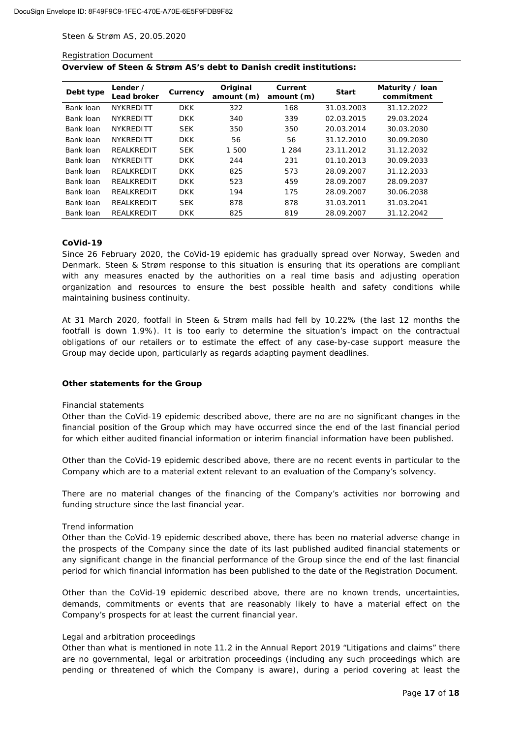Registration Document

**Overview of Steen & Strøm AS's debt to Danish credit institutions:**

| Debt type | Lender / Lead broker | Currency | Original amount (m) | Current amount (m) | Start | Maturity / loan commitment |
|---|---|---|---|---|---|---|
| Bank loan | NYKREDITT | DKK | 322 | 168 | 31.03.2003 | 31.12.2022 |
| Bank loan | NYKREDITT | DKK | 340 | 339 | 02.03.2015 | 29.03.2024 |
| Bank loan | NYKREDITT | SEK | 350 | 350 | 20.03.2014 | 30.03.2030 |
| Bank loan | NYKREDITT | DKK | 56 | 56 | 31.12.2010 | 30.09.2030 |
| Bank loan | REALKREDIT | SEK | 1 500 | 1 284 | 23.11.2012 | 31.12.2032 |
| Bank loan | NYKREDITT | DKK | 244 | 231 | 01.10.2013 | 30.09.2033 |
| Bank loan | REALKREDIT | DKK | 825 | 573 | 28.09.2007 | 31.12.2033 |
| Bank loan | REALKREDIT | DKK | 523 | 459 | 28.09.2007 | 28.09.2037 |
| Bank loan | REALKREDIT | DKK | 194 | 175 | 28.09.2007 | 30.06.2038 |
| Bank loan | REALKREDIT | SEK | 878 | 878 | 31.03.2011 | 31.03.2041 |
| Bank loan | REALKREDIT | DKK | 825 | 819 | 28.09.2007 | 31.12.2042 |

**CoVid-19**

Since 26 February 2020, the CoVid-19 epidemic has gradually spread over Norway, Sweden and Denmark. Steen & Strøm response to this situation is ensuring that its operations are compliant with any measures enacted by the authorities on a real time basis and adjusting operation organization and resources to ensure the best possible health and safety conditions while maintaining business continuity.

At 31 March 2020, footfall in Steen & Strøm malls had fell by 10.22% (the last 12 months the footfall is down 1.9%). It is too early to determine the situation's impact on the contractual obligations of our retailers or to estimate the effect of any case-by-case support measure the Group may decide upon, particularly as regards adapting payment deadlines.

**Other statements for the Group**

Financial statements

Other than the CoVid-19 epidemic described above, there are no are no significant changes in the financial position of the Group which may have occurred since the end of the last financial period for which either audited financial information or interim financial information have been published.

Other than the CoVid-19 epidemic described above, there are no recent events in particular to the Company which are to a material extent relevant to an evaluation of the Company's solvency.

There are no material changes of the financing of the Company's activities nor borrowing and funding structure since the last financial year.

Trend information

Other than the CoVid-19 epidemic described above, there has been no material adverse change in the prospects of the Company since the date of its last published audited financial statements or any significant change in the financial performance of the Group since the end of the last financial period for which financial information has been published to the date of the Registration Document.

Other than the CoVid-19 epidemic described above, there are no known trends, uncertainties, demands, commitments or events that are reasonably likely to have a material effect on the Company's prospects for at least the current financial year.

Legal and arbitration proceedings

Other than what is mentioned in note 11.2 in the Annual Report 2019 "Litigations and claims" there are no governmental, legal or arbitration proceedings (including any such proceedings which are pending or threatened of which the Company is aware), during a period covering at least the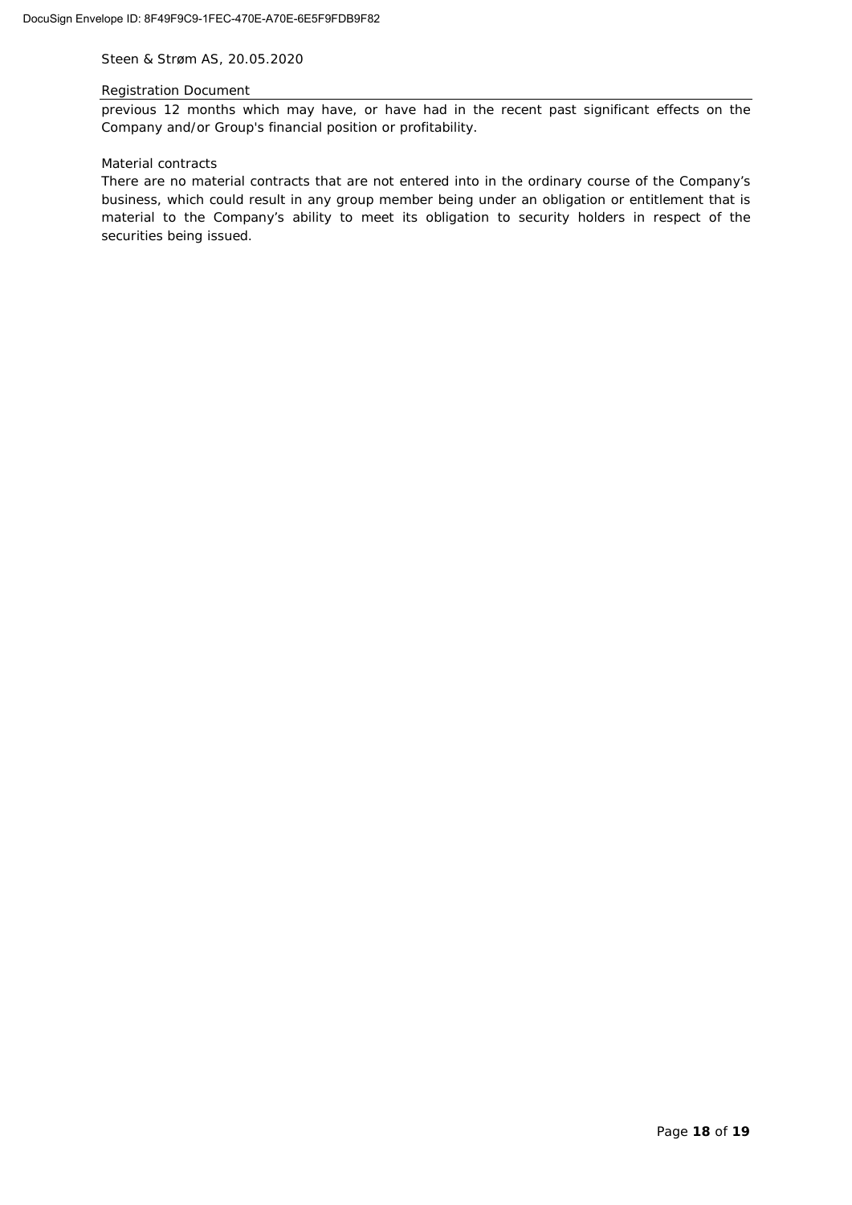previous 12 months which may have, or have had in the recent past significant effects on the Company and/or Group's financial position or profitability.

Material contracts

There are no material contracts that are not entered into in the ordinary course of the Company's business, which could result in any group member being under an obligation or entitlement that is material to the Company's ability to meet its obligation to security holders in respect of the securities being issued.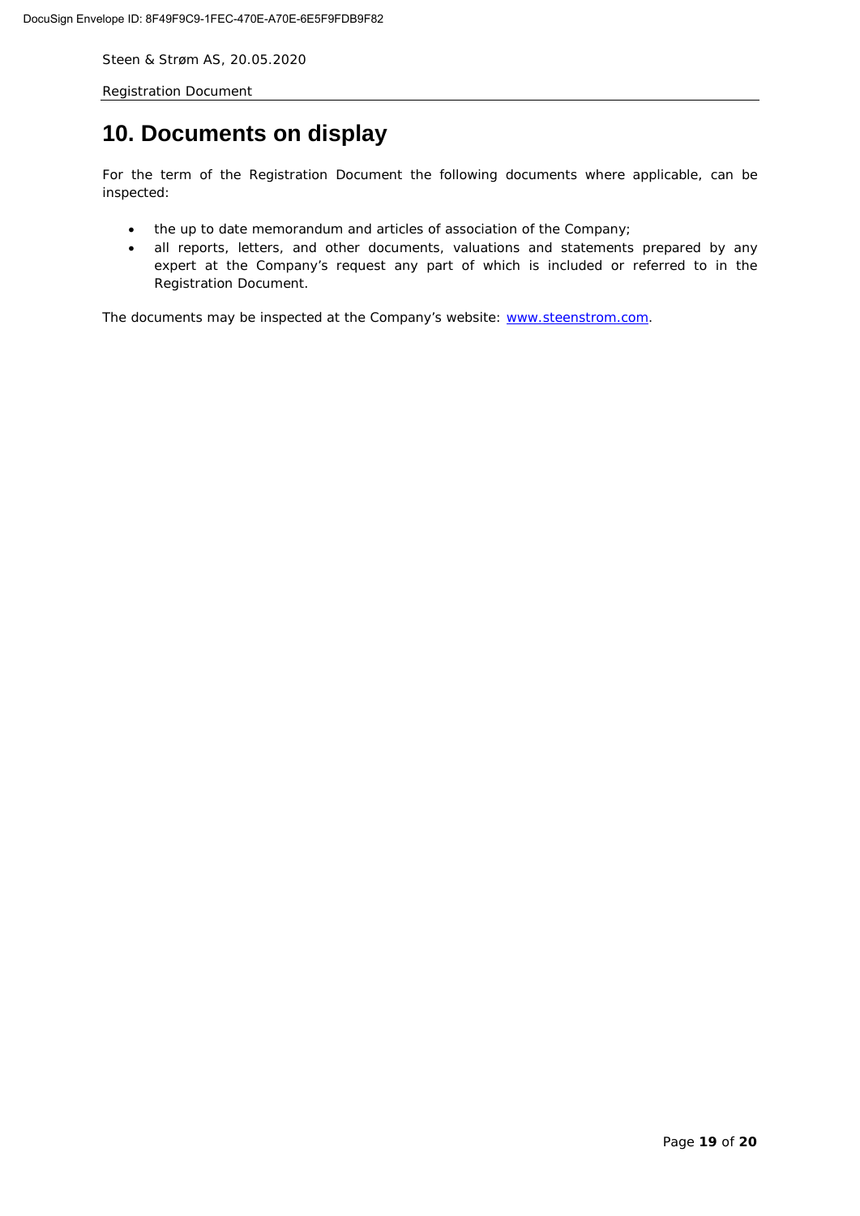# 10. Documents on display

For the term of the Registration Document the following documents where applicable, can be inspected:

- the up to date memorandum and articles of association of the Company;
- all reports, letters, and other documents, valuations and statements prepared by any expert at the Company's request any part of which is included or referred to in the Registration Document.

The documents may be inspected at the Company's website: [www.steenstrom.com](http://www.steenstrom.com).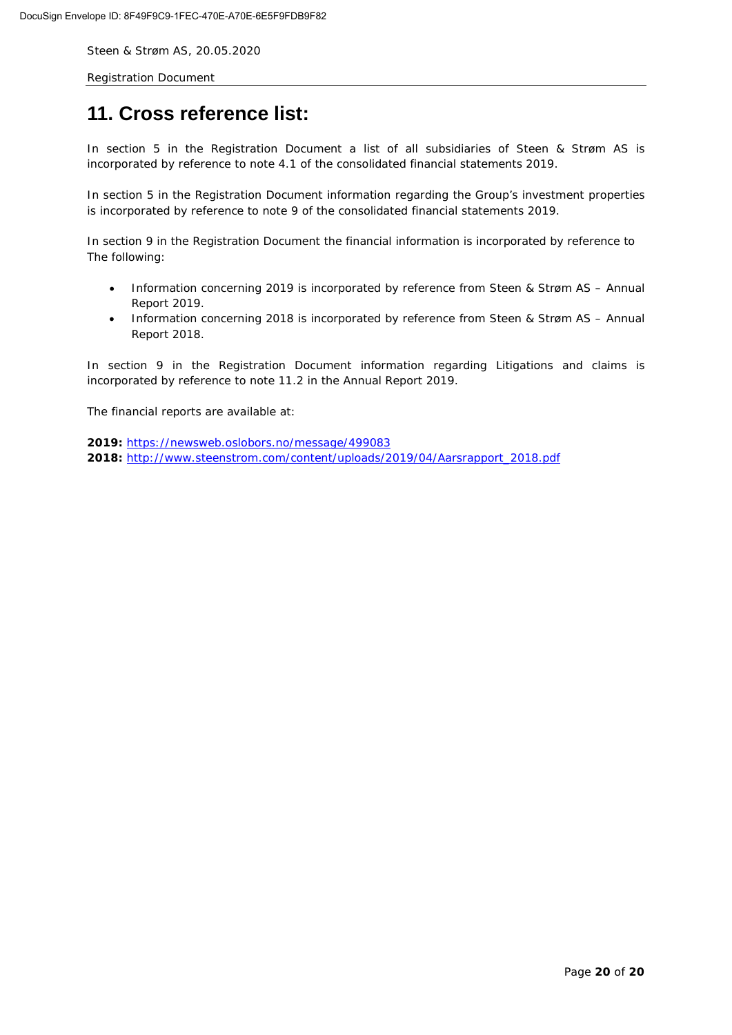# 11. Cross reference list:

In section 5 in the Registration Document a list of all subsidiaries of Steen & Strøm AS is incorporated by reference to note 4.1 of the consolidated financial statements 2019.

In section 5 in the Registration Document information regarding the Group's investment properties is incorporated by reference to note 9 of the consolidated financial statements 2019.

In section 9 in the Registration Document the financial information is incorporated by reference to The following:

- Information concerning 2019 is incorporated by reference from Steen & Strøm AS – Annual Report 2019.
- Information concerning 2018 is incorporated by reference from Steen & Strøm AS – Annual Report 2018.

In section 9 in the Registration Document information regarding Litigations and claims is incorporated by reference to note 11.2 in the Annual Report 2019.

The financial reports are available at:

**2019:** https://newsweb.oslobors.no/message/499083
**2018:** http://www.steenstrom.com/content/uploads/2019/04/Aarsrapport_2018.pdf